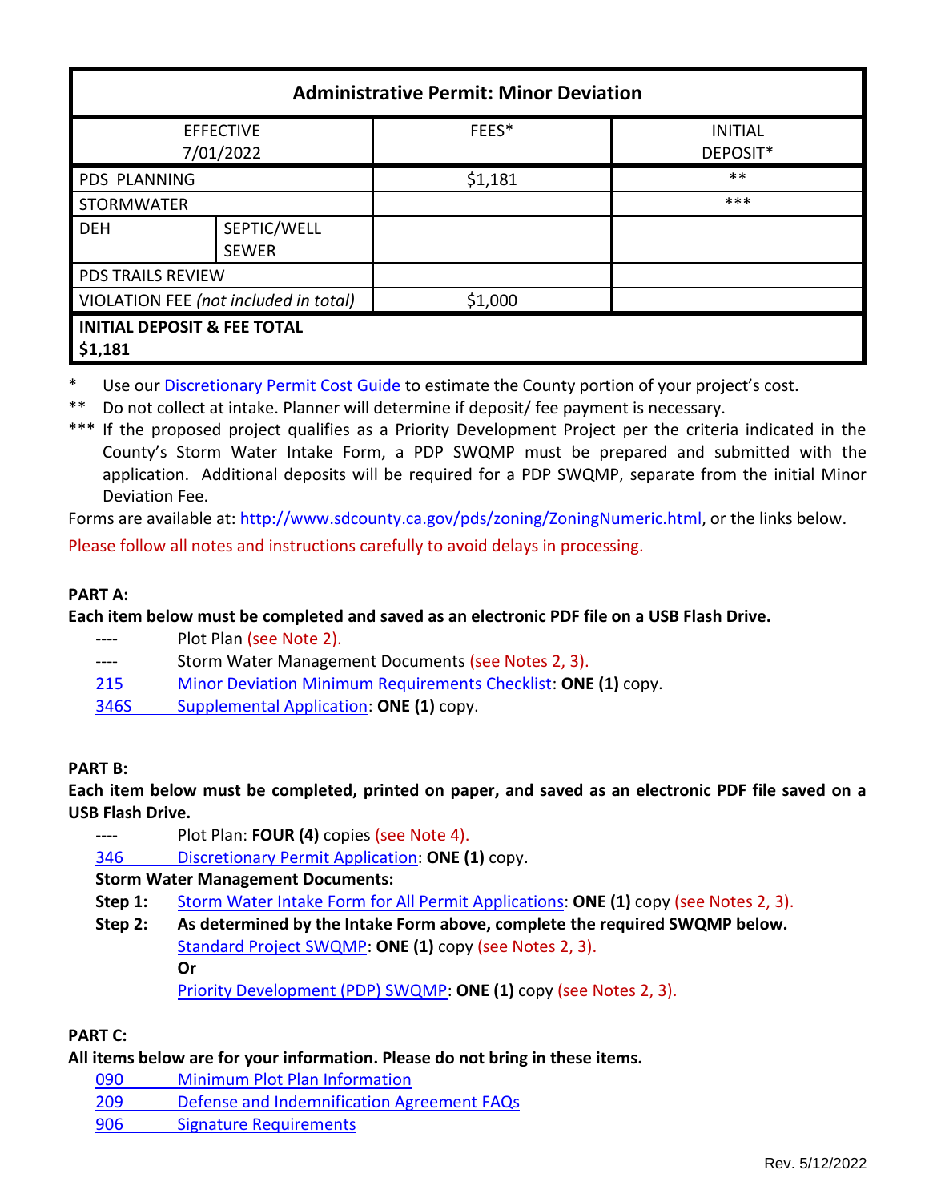| Administrative Permit: Minor Deviation | | | |
|---|---|---|---|
| EFFECTIVE 7/01/2022 | | FEES* | INITIAL DEPOSIT* |
| PDS PLANNING | | $1,181 | ** |
| STORMWATER | | | *** |
| DEH | SEPTIC/WELL | | |
| | SEWER | | |
| PDS TRAILS REVIEW | | | |
| VIOLATION FEE *(not included in total)* | | $1,000 | |
| **INITIAL DEPOSIT & FEE TOTAL $1,181** | | | |

\* Use our Discretionary Permit Cost Guide to estimate the County portion of your project's cost.

** Do not collect at intake. Planner will determine if deposit/ fee payment is necessary.

*** If the proposed project qualifies as a Priority Development Project per the criteria indicated in the County's Storm Water Intake Form, a PDP SWQMP must be prepared and submitted with the application. Additional deposits will be required for a PDP SWQMP, separate from the initial Minor Deviation Fee.

Forms are available at: http://www.sdcounty.ca.gov/pds/zoning/ZoningNumeric.html, or the links below.

Please follow all notes and instructions carefully to avoid delays in processing.

**PART A:**

**Each item below must be completed and saved as an electronic PDF file on a USB Flash Drive.**

- ---- Plot Plan (see Note 2).
- ---- Storm Water Management Documents (see Notes 2, 3).
- 215 Minor Deviation Minimum Requirements Checklist: **ONE (1)** copy.
- 346S Supplemental Application: **ONE (1)** copy.

**PART B:**

**Each item below must be completed, printed on paper, and saved as an electronic PDF file saved on a USB Flash Drive.**

- ---- Plot Plan: **FOUR (4)** copies (see Note 4).
- 346 Discretionary Permit Application: **ONE (1)** copy.

**Storm Water Management Documents:**

**Step 1:** Storm Water Intake Form for All Permit Applications: **ONE (1)** copy (see Notes 2, 3).

**Step 2:** **As determined by the Intake Form above, complete the required SWQMP below.**

Standard Project SWQMP: **ONE (1)** copy (see Notes 2, 3).

**Or**

Priority Development (PDP) SWQMP: **ONE (1)** copy (see Notes 2, 3).

**PART C:**

**All items below are for your information. Please do not bring in these items.**

- 090 Minimum Plot Plan Information
- 209 Defense and Indemnification Agreement FAQs
- 906 Signature Requirements

Rev. 5/12/2022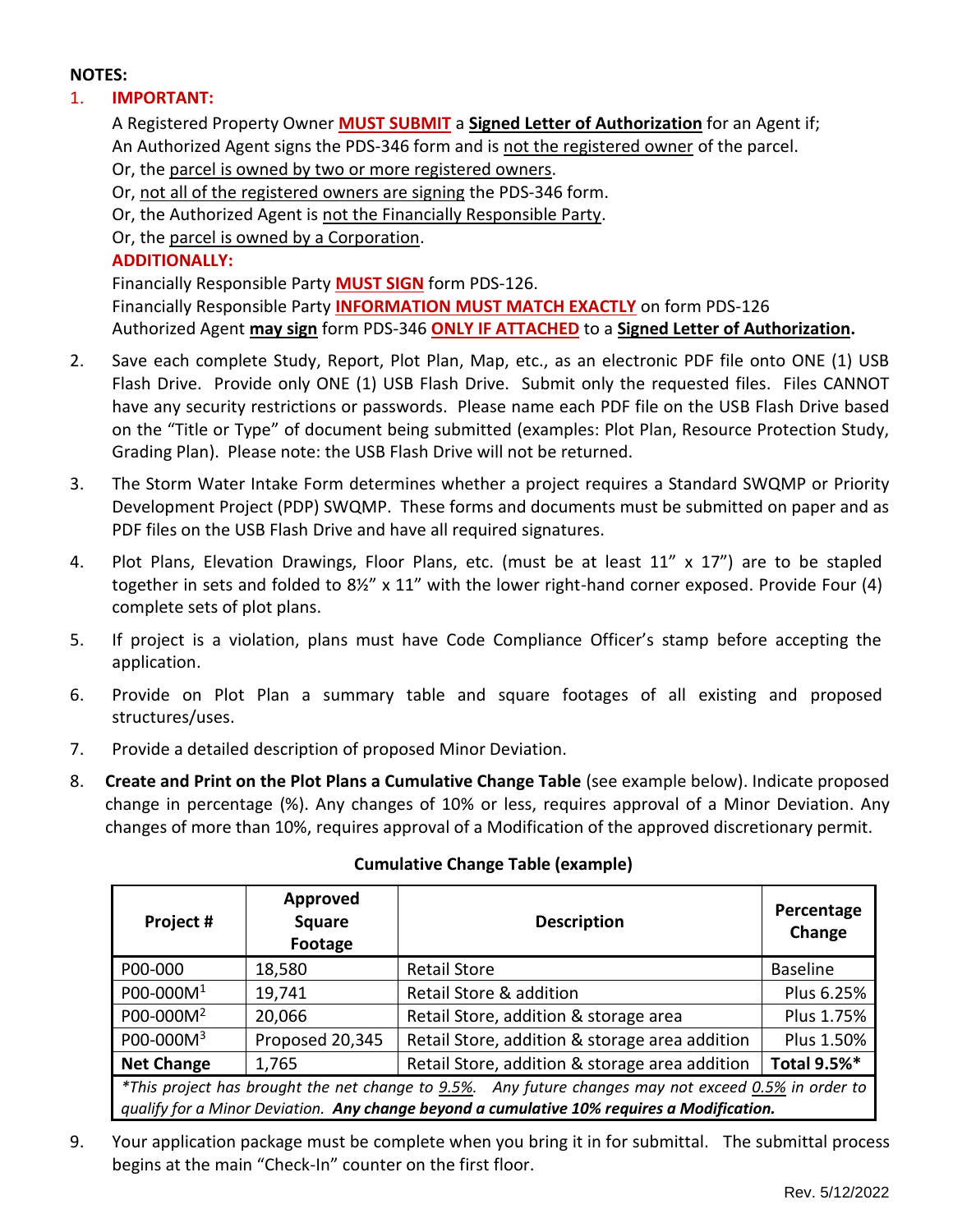**NOTES:**

1. **IMPORTANT:**

   A Registered Property Owner **MUST SUBMIT** a **Signed Letter of Authorization** for an Agent if;
   An Authorized Agent signs the PDS-346 form and is not the registered owner of the parcel.
   Or, the parcel is owned by two or more registered owners.
   Or, not all of the registered owners are signing the PDS-346 form.
   Or, the Authorized Agent is not the Financially Responsible Party.
   Or, the parcel is owned by a Corporation.

   **ADDITIONALLY:**

   Financially Responsible Party **MUST SIGN** form PDS-126.
   Financially Responsible Party **INFORMATION MUST MATCH EXACTLY** on form PDS-126
   Authorized Agent **may sign** form PDS-346 **ONLY IF ATTACHED** to a **Signed Letter of Authorization.**

2. Save each complete Study, Report, Plot Plan, Map, etc., as an electronic PDF file onto ONE (1) USB Flash Drive. Provide only ONE (1) USB Flash Drive. Submit only the requested files. Files CANNOT have any security restrictions or passwords. Please name each PDF file on the USB Flash Drive based on the "Title or Type" of document being submitted (examples: Plot Plan, Resource Protection Study, Grading Plan). Please note: the USB Flash Drive will not be returned.

3. The Storm Water Intake Form determines whether a project requires a Standard SWQMP or Priority Development Project (PDP) SWQMP. These forms and documents must be submitted on paper and as PDF files on the USB Flash Drive and have all required signatures.

4. Plot Plans, Elevation Drawings, Floor Plans, etc. (must be at least 11" x 17") are to be stapled together in sets and folded to 8½" x 11" with the lower right-hand corner exposed. Provide Four (4) complete sets of plot plans.

5. If project is a violation, plans must have Code Compliance Officer's stamp before accepting the application.

6. Provide on Plot Plan a summary table and square footages of all existing and proposed structures/uses.

7. Provide a detailed description of proposed Minor Deviation.

8. **Create and Print on the Plot Plans a Cumulative Change Table** (see example below). Indicate proposed change in percentage (%). Any changes of 10% or less, requires approval of a Minor Deviation. Any changes of more than 10%, requires approval of a Modification of the approved discretionary permit.

**Cumulative Change Table (example)**

| Project # | Approved Square Footage | Description | Percentage Change |
|---|---|---|---|
| P00-000 | 18,580 | Retail Store | Baseline |
| P00-000M[1] | 19,741 | Retail Store & addition | Plus 6.25% |
| P00-000M[2] | 20,066 | Retail Store, addition & storage area | Plus 1.75% |
| P00-000M[3] | Proposed 20,345 | Retail Store, addition & storage area addition | Plus 1.50% |
| **Net Change** | 1,765 | Retail Store, addition & storage area addition | **Total 9.5%*** |

*\*This project has brought the net change to 9.5%. Any future changes may not exceed 0.5% in order to qualify for a Minor Deviation.* ***Any change beyond a cumulative 10% requires a Modification.***

9. Your application package must be complete when you bring it in for submittal. The submittal process begins at the main "Check-In" counter on the first floor.

Rev. 5/12/2022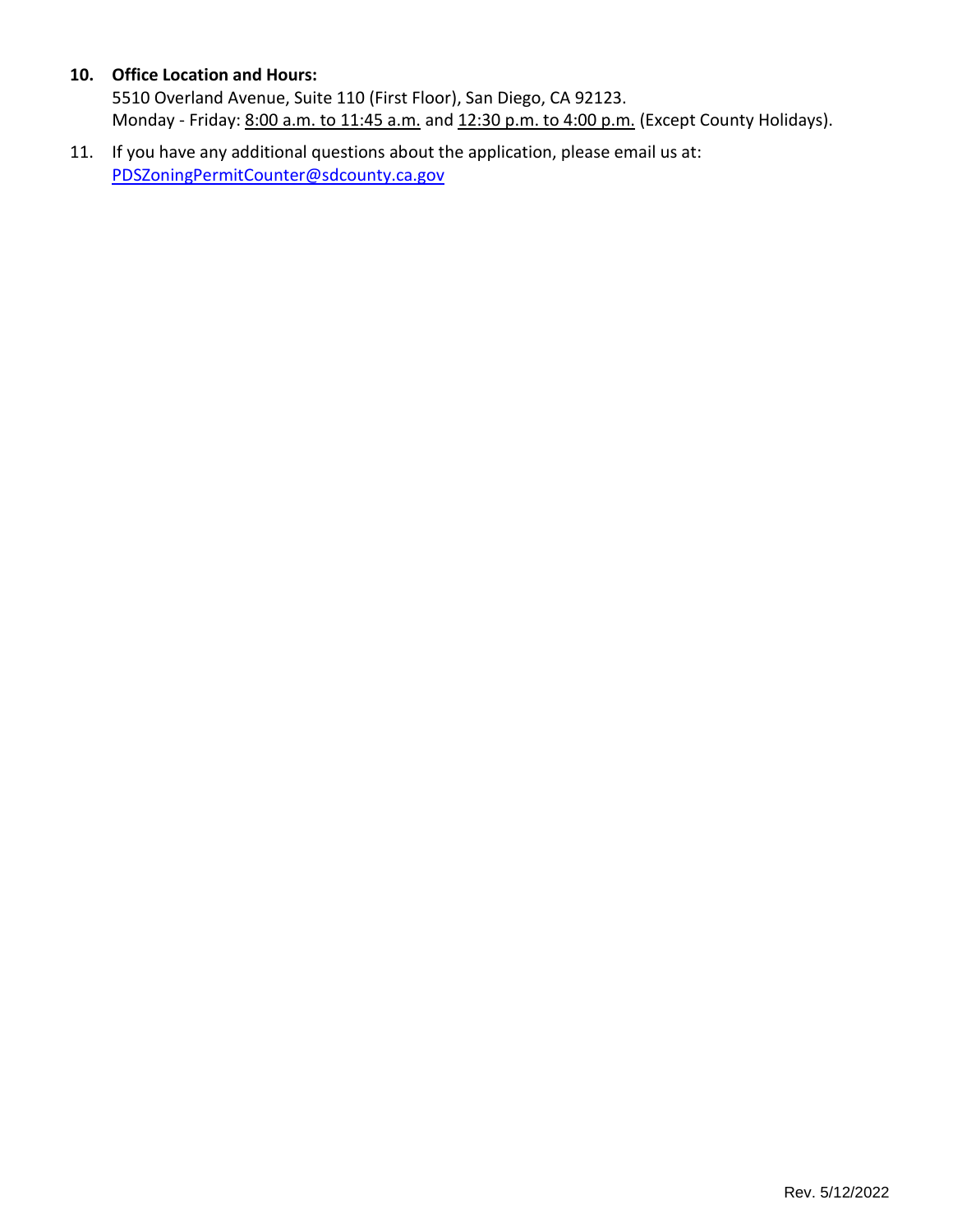10. **Office Location and Hours:**
    5510 Overland Avenue, Suite 110 (First Floor), San Diego, CA 92123.
    Monday - Friday: 8:00 a.m. to 11:45 a.m. and 12:30 p.m. to 4:00 p.m. (Except County Holidays).

11. If you have any additional questions about the application, please email us at: PDSZoningPermitCounter@sdcounty.ca.gov

Rev. 5/12/2022